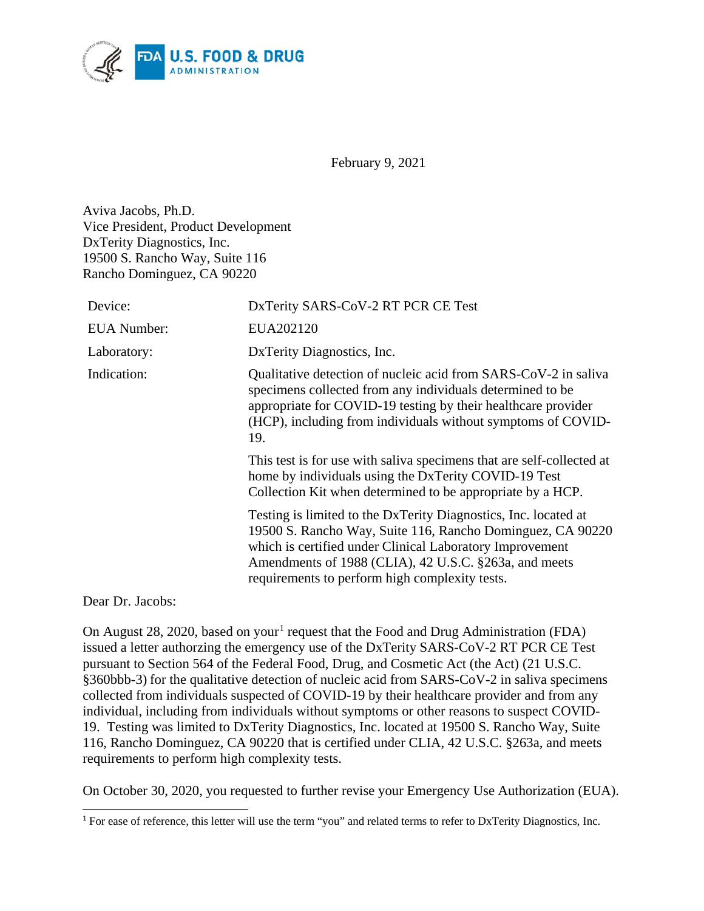February 9, 2021

Aviva Jacobs, Ph.D.
Vice President, Product Development
DxTerity Diagnostics, Inc.
19500 S. Rancho Way, Suite 116
Rancho Dominguez, CA 90220

| | |
|---|---|
| Device: | DxTerity SARS-CoV-2 RT PCR CE Test |
| EUA Number: | EUA202120 |
| Laboratory: | DxTerity Diagnostics, Inc. |
| Indication: | Qualitative detection of nucleic acid from SARS-CoV-2 in saliva specimens collected from any individuals determined to be appropriate for COVID-19 testing by their healthcare provider (HCP), including from individuals without symptoms of COVID-19. |
| | This test is for use with saliva specimens that are self-collected at home by individuals using the DxTerity COVID-19 Test Collection Kit when determined to be appropriate by a HCP. |
| | Testing is limited to the DxTerity Diagnostics, Inc. located at 19500 S. Rancho Way, Suite 116, Rancho Dominguez, CA 90220 which is certified under Clinical Laboratory Improvement Amendments of 1988 (CLIA), 42 U.S.C. §263a, and meets requirements to perform high complexity tests. |

Dear Dr. Jacobs:

On August 28, 2020, based on your[1] request that the Food and Drug Administration (FDA) issued a letter authorzing the emergency use of the DxTerity SARS-CoV-2 RT PCR CE Test pursuant to Section 564 of the Federal Food, Drug, and Cosmetic Act (the Act) (21 U.S.C. §360bbb-3) for the qualitative detection of nucleic acid from SARS-CoV-2 in saliva specimens collected from individuals suspected of COVID-19 by their healthcare provider and from any individual, including from individuals without symptoms or other reasons to suspect COVID-19. Testing was limited to DxTerity Diagnostics, Inc. located at 19500 S. Rancho Way, Suite 116, Rancho Dominguez, CA 90220 that is certified under CLIA, 42 U.S.C. §263a, and meets requirements to perform high complexity tests.

On October 30, 2020, you requested to further revise your Emergency Use Authorization (EUA).

[1] For ease of reference, this letter will use the term "you" and related terms to refer to DxTerity Diagnostics, Inc.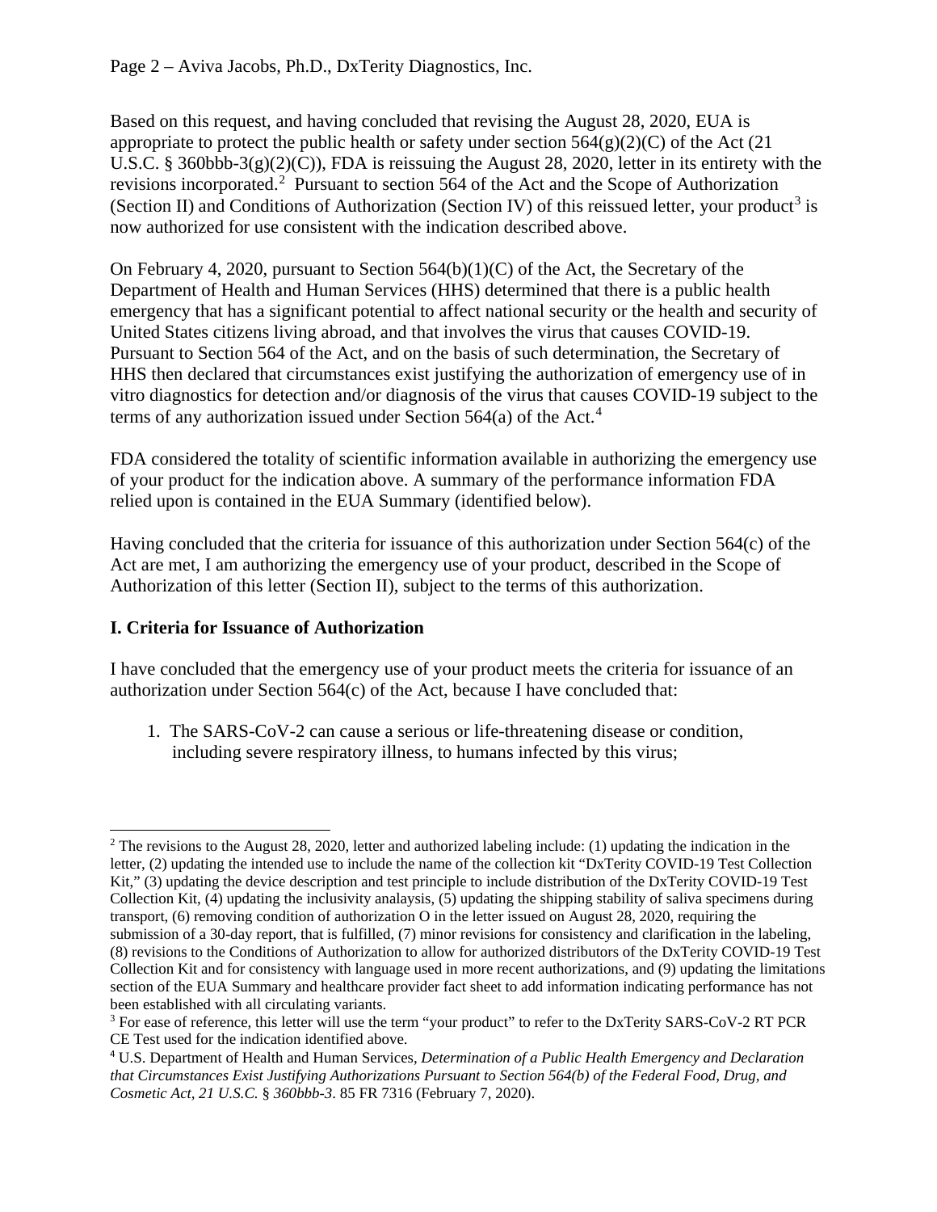Based on this request, and having concluded that revising the August 28, 2020, EUA is appropriate to protect the public health or safety under section 564(g)(2)(C) of the Act (21 U.S.C. § 360bbb-3(g)(2)(C)), FDA is reissuing the August 28, 2020, letter in its entirety with the revisions incorporated.[2] Pursuant to section 564 of the Act and the Scope of Authorization (Section II) and Conditions of Authorization (Section IV) of this reissued letter, your product[3] is now authorized for use consistent with the indication described above.

On February 4, 2020, pursuant to Section 564(b)(1)(C) of the Act, the Secretary of the Department of Health and Human Services (HHS) determined that there is a public health emergency that has a significant potential to affect national security or the health and security of United States citizens living abroad, and that involves the virus that causes COVID-19. Pursuant to Section 564 of the Act, and on the basis of such determination, the Secretary of HHS then declared that circumstances exist justifying the authorization of emergency use of in vitro diagnostics for detection and/or diagnosis of the virus that causes COVID-19 subject to the terms of any authorization issued under Section 564(a) of the Act.[4]

FDA considered the totality of scientific information available in authorizing the emergency use of your product for the indication above. A summary of the performance information FDA relied upon is contained in the EUA Summary (identified below).

Having concluded that the criteria for issuance of this authorization under Section 564(c) of the Act are met, I am authorizing the emergency use of your product, described in the Scope of Authorization of this letter (Section II), subject to the terms of this authorization.

## I. Criteria for Issuance of Authorization

I have concluded that the emergency use of your product meets the criteria for issuance of an authorization under Section 564(c) of the Act, because I have concluded that:

1. The SARS-CoV-2 can cause a serious or life-threatening disease or condition, including severe respiratory illness, to humans infected by this virus;

---

[2] The revisions to the August 28, 2020, letter and authorized labeling include: (1) updating the indication in the letter, (2) updating the intended use to include the name of the collection kit "DxTerity COVID-19 Test Collection Kit," (3) updating the device description and test principle to include distribution of the DxTerity COVID-19 Test Collection Kit, (4) updating the inclusivity analaysis, (5) updating the shipping stability of saliva specimens during transport, (6) removing condition of authorization O in the letter issued on August 28, 2020, requiring the submission of a 30-day report, that is fulfilled, (7) minor revisions for consistency and clarification in the labeling, (8) revisions to the Conditions of Authorization to allow for authorized distributors of the DxTerity COVID-19 Test Collection Kit and for consistency with language used in more recent authorizations, and (9) updating the limitations section of the EUA Summary and healthcare provider fact sheet to add information indicating performance has not been established with all circulating variants.

[3] For ease of reference, this letter will use the term "your product" to refer to the DxTerity SARS-CoV-2 RT PCR CE Test used for the indication identified above.

[4] U.S. Department of Health and Human Services, *Determination of a Public Health Emergency and Declaration that Circumstances Exist Justifying Authorizations Pursuant to Section 564(b) of the Federal Food, Drug, and Cosmetic Act, 21 U.S.C. § 360bbb-3*. 85 FR 7316 (February 7, 2020).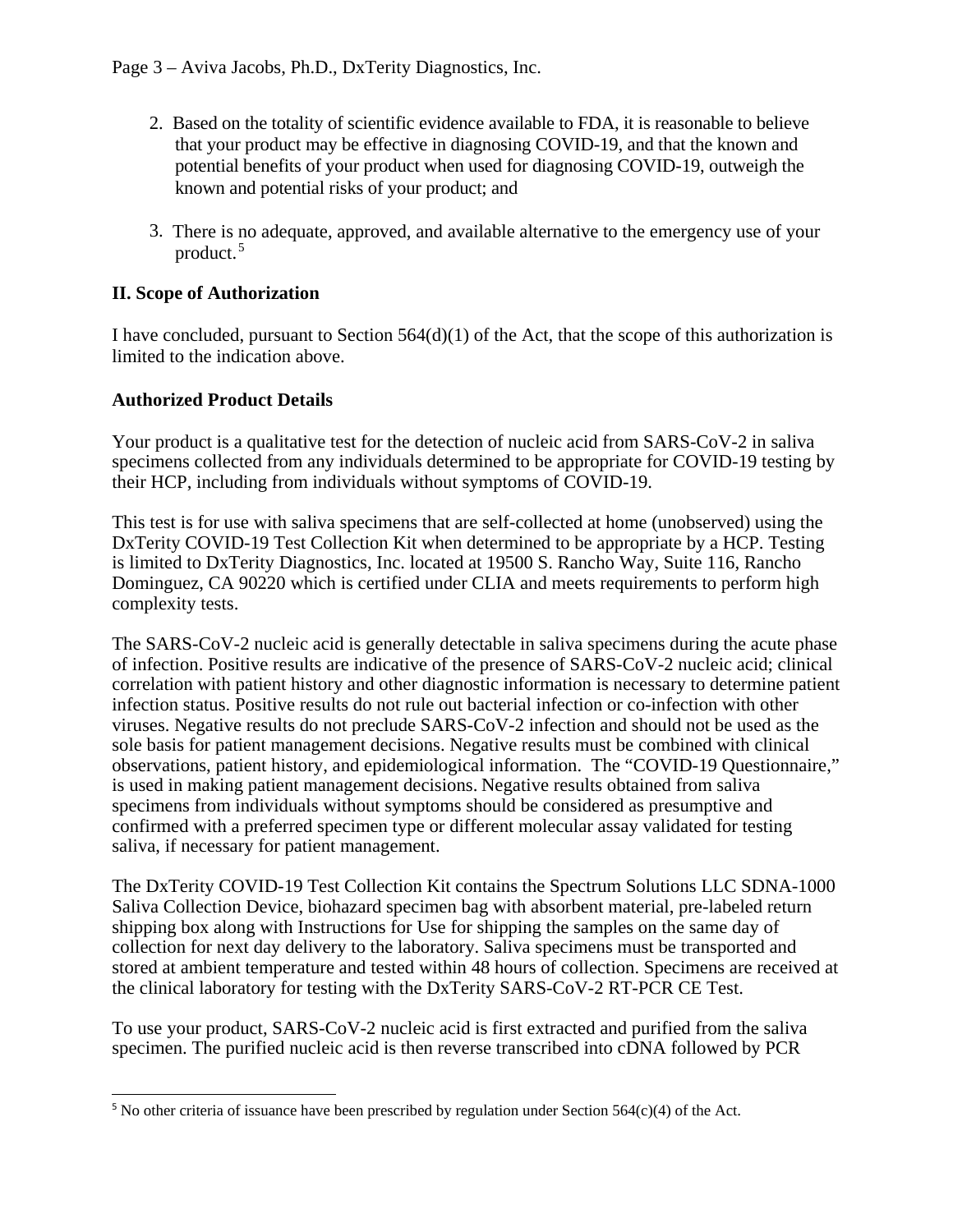2. Based on the totality of scientific evidence available to FDA, it is reasonable to believe that your product may be effective in diagnosing COVID-19, and that the known and potential benefits of your product when used for diagnosing COVID-19, outweigh the known and potential risks of your product; and

3. There is no adequate, approved, and available alternative to the emergency use of your product.[5]

## II. Scope of Authorization

I have concluded, pursuant to Section 564(d)(1) of the Act, that the scope of this authorization is limited to the indication above.

### Authorized Product Details

Your product is a qualitative test for the detection of nucleic acid from SARS-CoV-2 in saliva specimens collected from any individuals determined to be appropriate for COVID-19 testing by their HCP, including from individuals without symptoms of COVID-19.

This test is for use with saliva specimens that are self-collected at home (unobserved) using the DxTerity COVID-19 Test Collection Kit when determined to be appropriate by a HCP. Testing is limited to DxTerity Diagnostics, Inc. located at 19500 S. Rancho Way, Suite 116, Rancho Dominguez, CA 90220 which is certified under CLIA and meets requirements to perform high complexity tests.

The SARS-CoV-2 nucleic acid is generally detectable in saliva specimens during the acute phase of infection. Positive results are indicative of the presence of SARS-CoV-2 nucleic acid; clinical correlation with patient history and other diagnostic information is necessary to determine patient infection status. Positive results do not rule out bacterial infection or co-infection with other viruses. Negative results do not preclude SARS-CoV-2 infection and should not be used as the sole basis for patient management decisions. Negative results must be combined with clinical observations, patient history, and epidemiological information. The "COVID-19 Questionnaire," is used in making patient management decisions. Negative results obtained from saliva specimens from individuals without symptoms should be considered as presumptive and confirmed with a preferred specimen type or different molecular assay validated for testing saliva, if necessary for patient management.

The DxTerity COVID-19 Test Collection Kit contains the Spectrum Solutions LLC SDNA-1000 Saliva Collection Device, biohazard specimen bag with absorbent material, pre-labeled return shipping box along with Instructions for Use for shipping the samples on the same day of collection for next day delivery to the laboratory. Saliva specimens must be transported and stored at ambient temperature and tested within 48 hours of collection. Specimens are received at the clinical laboratory for testing with the DxTerity SARS-CoV-2 RT-PCR CE Test.

To use your product, SARS-CoV-2 nucleic acid is first extracted and purified from the saliva specimen. The purified nucleic acid is then reverse transcribed into cDNA followed by PCR

[5] No other criteria of issuance have been prescribed by regulation under Section 564(c)(4) of the Act.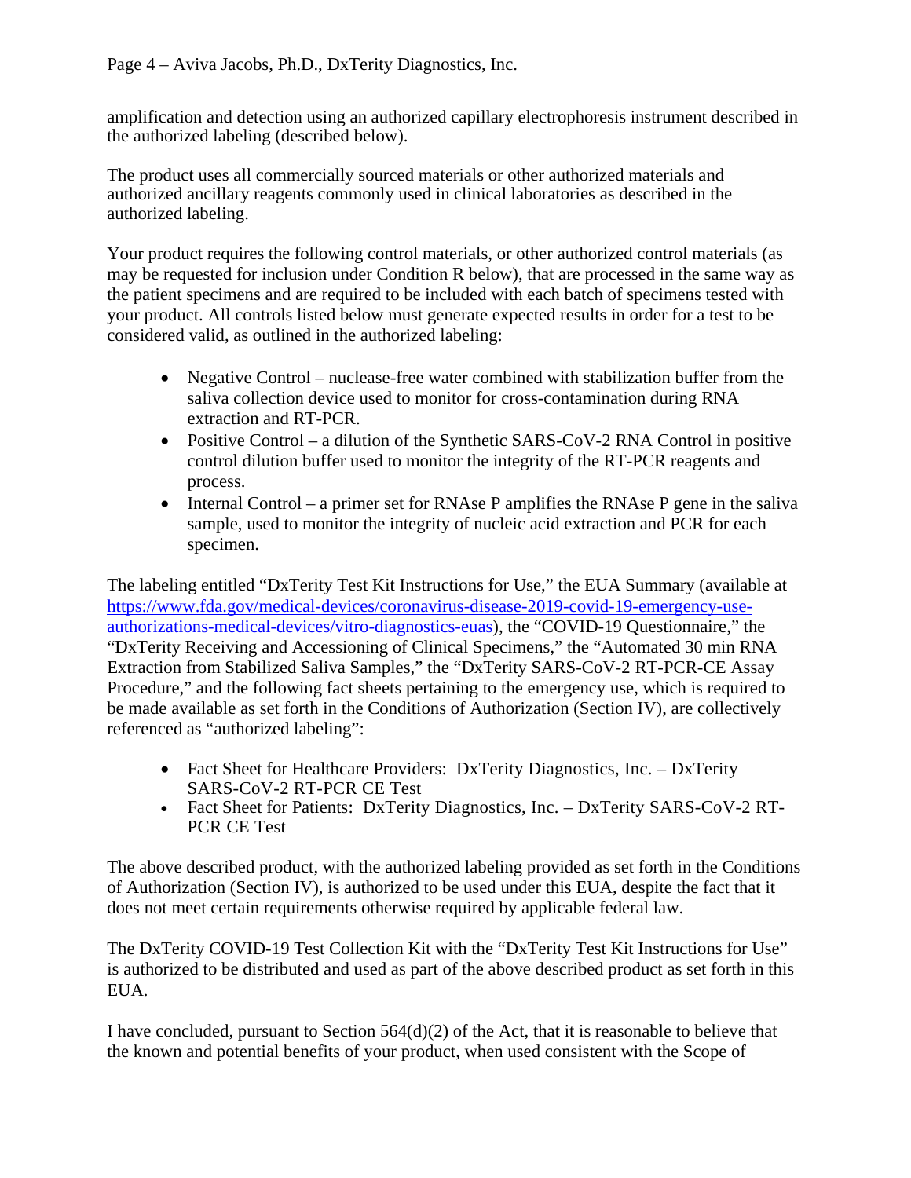amplification and detection using an authorized capillary electrophoresis instrument described in the authorized labeling (described below).

The product uses all commercially sourced materials or other authorized materials and authorized ancillary reagents commonly used in clinical laboratories as described in the authorized labeling.

Your product requires the following control materials, or other authorized control materials (as may be requested for inclusion under Condition R below), that are processed in the same way as the patient specimens and are required to be included with each batch of specimens tested with your product. All controls listed below must generate expected results in order for a test to be considered valid, as outlined in the authorized labeling:

- Negative Control – nuclease-free water combined with stabilization buffer from the saliva collection device used to monitor for cross-contamination during RNA extraction and RT-PCR.
- Positive Control – a dilution of the Synthetic SARS-CoV-2 RNA Control in positive control dilution buffer used to monitor the integrity of the RT-PCR reagents and process.
- Internal Control – a primer set for RNAse P amplifies the RNAse P gene in the saliva sample, used to monitor the integrity of nucleic acid extraction and PCR for each specimen.

The labeling entitled "DxTerity Test Kit Instructions for Use," the EUA Summary (available at https://www.fda.gov/medical-devices/coronavirus-disease-2019-covid-19-emergency-use-authorizations-medical-devices/vitro-diagnostics-euas), the "COVID-19 Questionnaire," the "DxTerity Receiving and Accessioning of Clinical Specimens," the "Automated 30 min RNA Extraction from Stabilized Saliva Samples," the "DxTerity SARS-CoV-2 RT-PCR-CE Assay Procedure," and the following fact sheets pertaining to the emergency use, which is required to be made available as set forth in the Conditions of Authorization (Section IV), are collectively referenced as "authorized labeling":

- Fact Sheet for Healthcare Providers: DxTerity Diagnostics, Inc. – DxTerity SARS-CoV-2 RT-PCR CE Test
- Fact Sheet for Patients: DxTerity Diagnostics, Inc. – DxTerity SARS-CoV-2 RT-PCR CE Test

The above described product, with the authorized labeling provided as set forth in the Conditions of Authorization (Section IV), is authorized to be used under this EUA, despite the fact that it does not meet certain requirements otherwise required by applicable federal law.

The DxTerity COVID-19 Test Collection Kit with the "DxTerity Test Kit Instructions for Use" is authorized to be distributed and used as part of the above described product as set forth in this EUA.

I have concluded, pursuant to Section 564(d)(2) of the Act, that it is reasonable to believe that the known and potential benefits of your product, when used consistent with the Scope of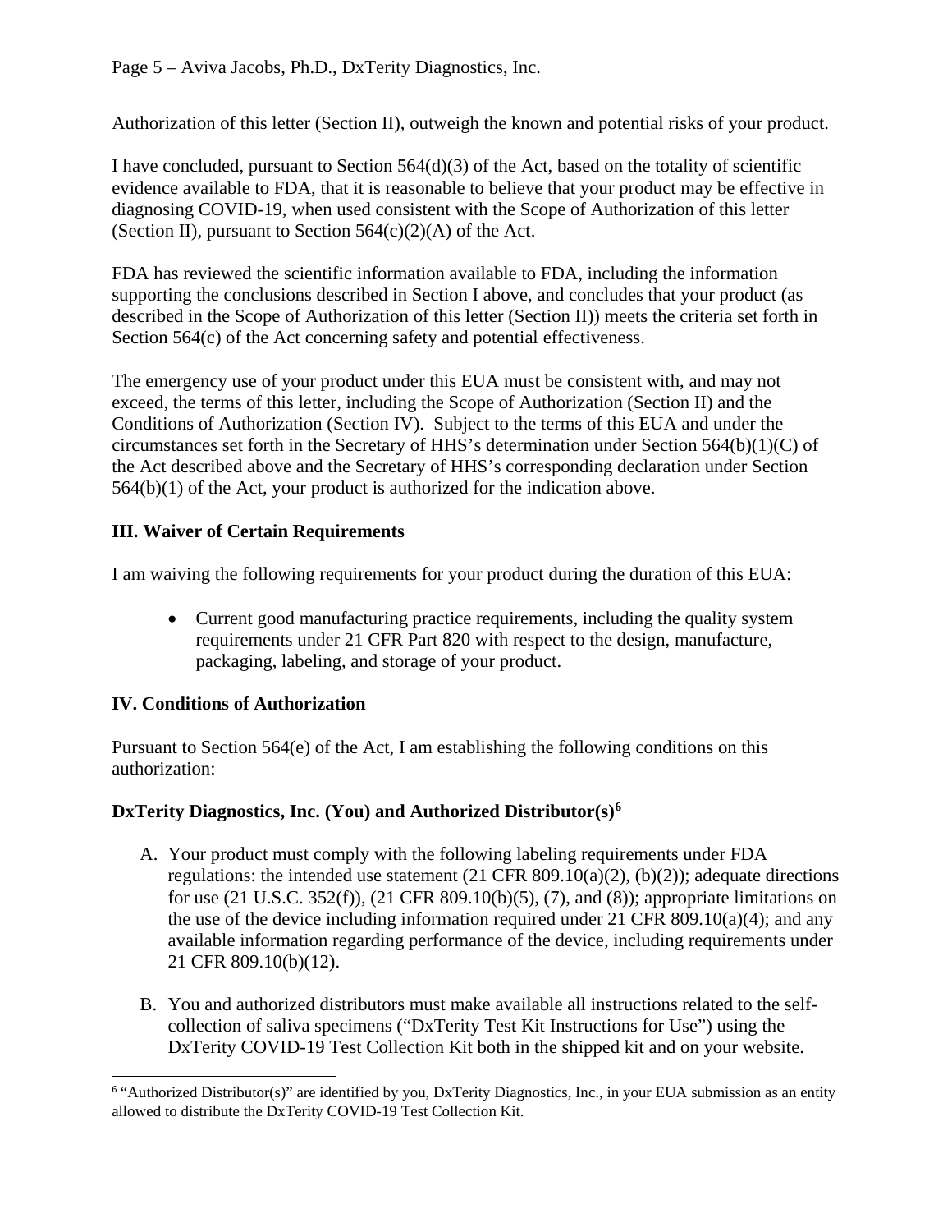Authorization of this letter (Section II), outweigh the known and potential risks of your product.

I have concluded, pursuant to Section 564(d)(3) of the Act, based on the totality of scientific evidence available to FDA, that it is reasonable to believe that your product may be effective in diagnosing COVID-19, when used consistent with the Scope of Authorization of this letter (Section II), pursuant to Section 564(c)(2)(A) of the Act.

FDA has reviewed the scientific information available to FDA, including the information supporting the conclusions described in Section I above, and concludes that your product (as described in the Scope of Authorization of this letter (Section II)) meets the criteria set forth in Section 564(c) of the Act concerning safety and potential effectiveness.

The emergency use of your product under this EUA must be consistent with, and may not exceed, the terms of this letter, including the Scope of Authorization (Section II) and the Conditions of Authorization (Section IV). Subject to the terms of this EUA and under the circumstances set forth in the Secretary of HHS's determination under Section 564(b)(1)(C) of the Act described above and the Secretary of HHS's corresponding declaration under Section 564(b)(1) of the Act, your product is authorized for the indication above.

## III. Waiver of Certain Requirements

I am waiving the following requirements for your product during the duration of this EUA:

- Current good manufacturing practice requirements, including the quality system requirements under 21 CFR Part 820 with respect to the design, manufacture, packaging, labeling, and storage of your product.

## IV. Conditions of Authorization

Pursuant to Section 564(e) of the Act, I am establishing the following conditions on this authorization:

### DxTerity Diagnostics, Inc. (You) and Authorized Distributor(s)[6]

A. Your product must comply with the following labeling requirements under FDA regulations: the intended use statement (21 CFR 809.10(a)(2), (b)(2)); adequate directions for use (21 U.S.C. 352(f)), (21 CFR 809.10(b)(5), (7), and (8)); appropriate limitations on the use of the device including information required under 21 CFR 809.10(a)(4); and any available information regarding performance of the device, including requirements under 21 CFR 809.10(b)(12).

B. You and authorized distributors must make available all instructions related to the self-collection of saliva specimens ("DxTerity Test Kit Instructions for Use") using the DxTerity COVID-19 Test Collection Kit both in the shipped kit and on your website.

[6] "Authorized Distributor(s)" are identified by you, DxTerity Diagnostics, Inc., in your EUA submission as an entity allowed to distribute the DxTerity COVID-19 Test Collection Kit.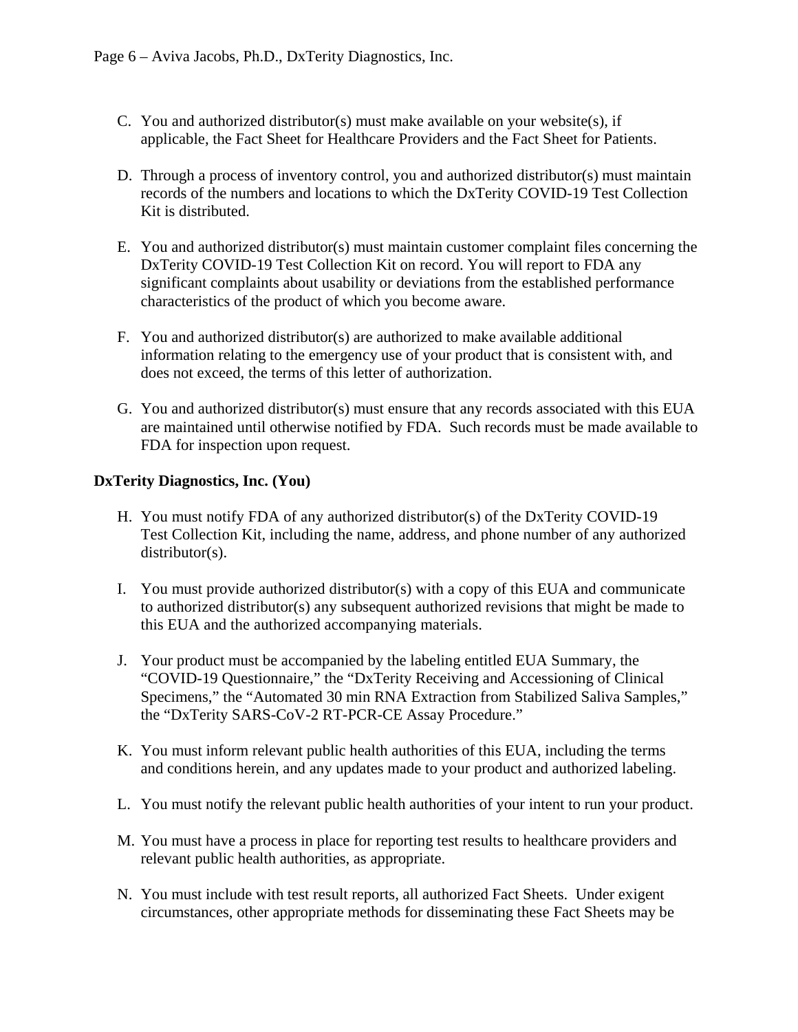C. You and authorized distributor(s) must make available on your website(s), if applicable, the Fact Sheet for Healthcare Providers and the Fact Sheet for Patients.

D. Through a process of inventory control, you and authorized distributor(s) must maintain records of the numbers and locations to which the DxTerity COVID-19 Test Collection Kit is distributed.

E. You and authorized distributor(s) must maintain customer complaint files concerning the DxTerity COVID-19 Test Collection Kit on record. You will report to FDA any significant complaints about usability or deviations from the established performance characteristics of the product of which you become aware.

F. You and authorized distributor(s) are authorized to make available additional information relating to the emergency use of your product that is consistent with, and does not exceed, the terms of this letter of authorization.

G. You and authorized distributor(s) must ensure that any records associated with this EUA are maintained until otherwise notified by FDA. Such records must be made available to FDA for inspection upon request.

**DxTerity Diagnostics, Inc. (You)**

H. You must notify FDA of any authorized distributor(s) of the DxTerity COVID-19 Test Collection Kit, including the name, address, and phone number of any authorized distributor(s).

I. You must provide authorized distributor(s) with a copy of this EUA and communicate to authorized distributor(s) any subsequent authorized revisions that might be made to this EUA and the authorized accompanying materials.

J. Your product must be accompanied by the labeling entitled EUA Summary, the "COVID-19 Questionnaire," the "DxTerity Receiving and Accessioning of Clinical Specimens," the "Automated 30 min RNA Extraction from Stabilized Saliva Samples," the "DxTerity SARS-CoV-2 RT-PCR-CE Assay Procedure."

K. You must inform relevant public health authorities of this EUA, including the terms and conditions herein, and any updates made to your product and authorized labeling.

L. You must notify the relevant public health authorities of your intent to run your product.

M. You must have a process in place for reporting test results to healthcare providers and relevant public health authorities, as appropriate.

N. You must include with test result reports, all authorized Fact Sheets. Under exigent circumstances, other appropriate methods for disseminating these Fact Sheets may be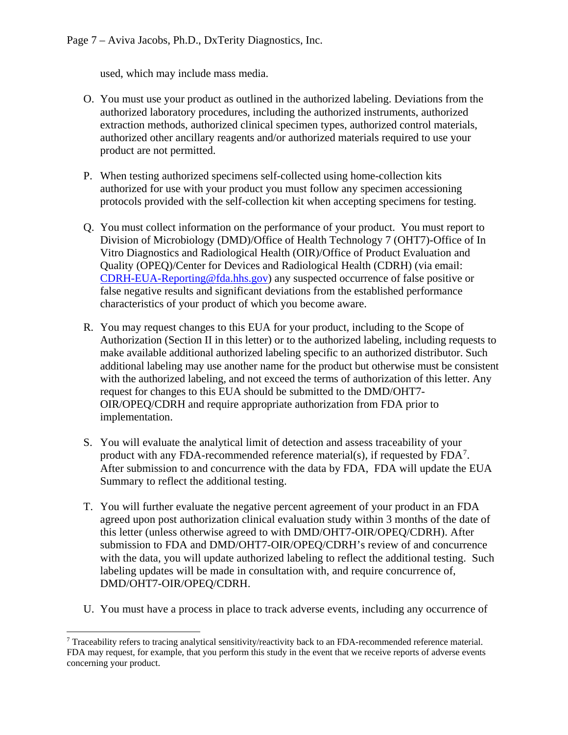used, which may include mass media.

O. You must use your product as outlined in the authorized labeling. Deviations from the authorized laboratory procedures, including the authorized instruments, authorized extraction methods, authorized clinical specimen types, authorized control materials, authorized other ancillary reagents and/or authorized materials required to use your product are not permitted.

P. When testing authorized specimens self-collected using home-collection kits authorized for use with your product you must follow any specimen accessioning protocols provided with the self-collection kit when accepting specimens for testing.

Q. You must collect information on the performance of your product. You must report to Division of Microbiology (DMD)/Office of Health Technology 7 (OHT7)-Office of In Vitro Diagnostics and Radiological Health (OIR)/Office of Product Evaluation and Quality (OPEQ)/Center for Devices and Radiological Health (CDRH) (via email: CDRH-EUA-Reporting@fda.hhs.gov) any suspected occurrence of false positive or false negative results and significant deviations from the established performance characteristics of your product of which you become aware.

R. You may request changes to this EUA for your product, including to the Scope of Authorization (Section II in this letter) or to the authorized labeling, including requests to make available additional authorized labeling specific to an authorized distributor. Such additional labeling may use another name for the product but otherwise must be consistent with the authorized labeling, and not exceed the terms of authorization of this letter. Any request for changes to this EUA should be submitted to the DMD/OHT7-OIR/OPEQ/CDRH and require appropriate authorization from FDA prior to implementation.

S. You will evaluate the analytical limit of detection and assess traceability of your product with any FDA-recommended reference material(s), if requested by FDA[7]. After submission to and concurrence with the data by FDA, FDA will update the EUA Summary to reflect the additional testing.

T. You will further evaluate the negative percent agreement of your product in an FDA agreed upon post authorization clinical evaluation study within 3 months of the date of this letter (unless otherwise agreed to with DMD/OHT7-OIR/OPEQ/CDRH). After submission to FDA and DMD/OHT7-OIR/OPEQ/CDRH's review of and concurrence with the data, you will update authorized labeling to reflect the additional testing. Such labeling updates will be made in consultation with, and require concurrence of, DMD/OHT7-OIR/OPEQ/CDRH.

U. You must have a process in place to track adverse events, including any occurrence of

---

[7] Traceability refers to tracing analytical sensitivity/reactivity back to an FDA-recommended reference material. FDA may request, for example, that you perform this study in the event that we receive reports of adverse events concerning your product.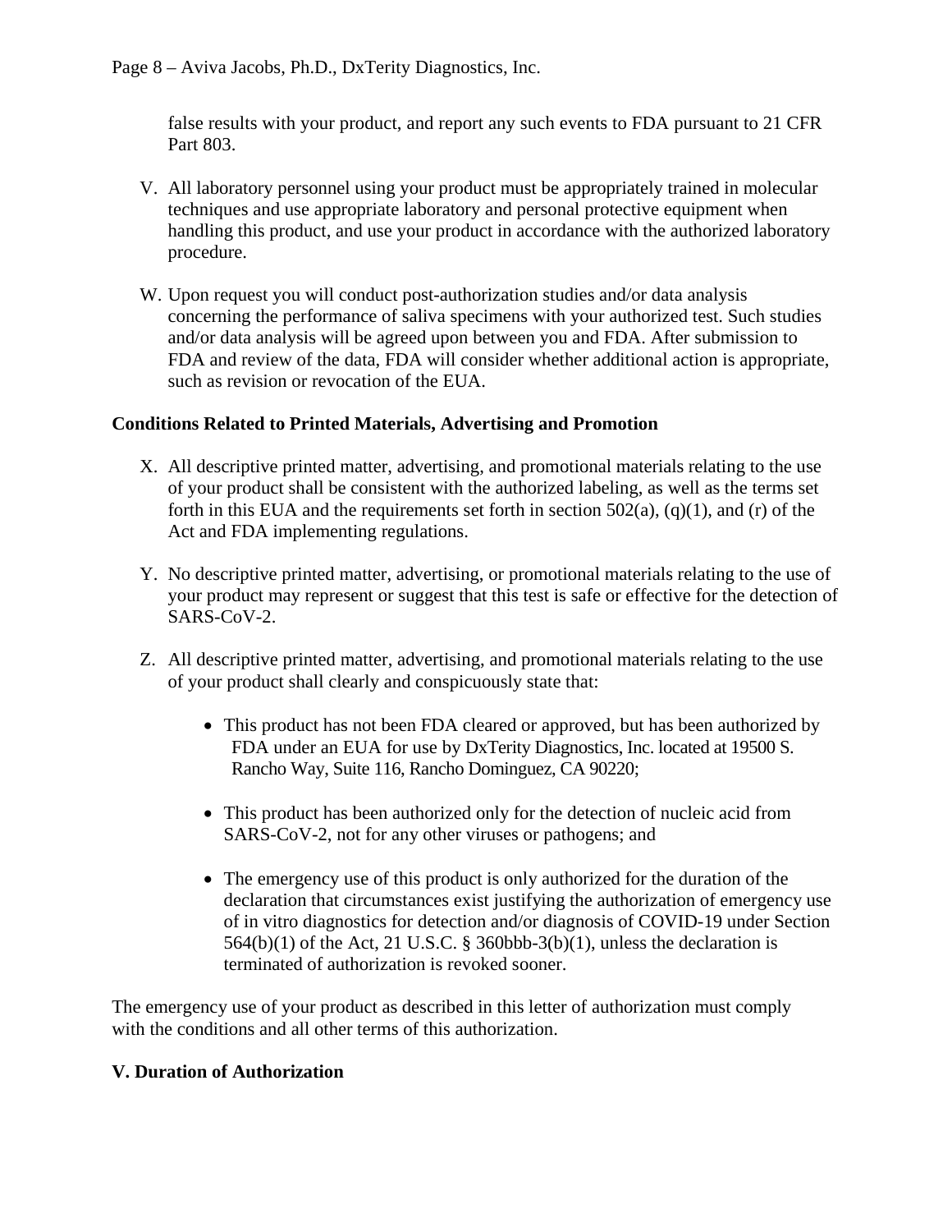false results with your product, and report any such events to FDA pursuant to 21 CFR Part 803.

V. All laboratory personnel using your product must be appropriately trained in molecular techniques and use appropriate laboratory and personal protective equipment when handling this product, and use your product in accordance with the authorized laboratory procedure.

W. Upon request you will conduct post-authorization studies and/or data analysis concerning the performance of saliva specimens with your authorized test. Such studies and/or data analysis will be agreed upon between you and FDA. After submission to FDA and review of the data, FDA will consider whether additional action is appropriate, such as revision or revocation of the EUA.

**Conditions Related to Printed Materials, Advertising and Promotion**

X. All descriptive printed matter, advertising, and promotional materials relating to the use of your product shall be consistent with the authorized labeling, as well as the terms set forth in this EUA and the requirements set forth in section 502(a), (q)(1), and (r) of the Act and FDA implementing regulations.

Y. No descriptive printed matter, advertising, or promotional materials relating to the use of your product may represent or suggest that this test is safe or effective for the detection of SARS-CoV-2.

Z. All descriptive printed matter, advertising, and promotional materials relating to the use of your product shall clearly and conspicuously state that:

- This product has not been FDA cleared or approved, but has been authorized by FDA under an EUA for use by DxTerity Diagnostics, Inc. located at 19500 S. Rancho Way, Suite 116, Rancho Dominguez, CA 90220;
- This product has been authorized only for the detection of nucleic acid from SARS-CoV-2, not for any other viruses or pathogens; and
- The emergency use of this product is only authorized for the duration of the declaration that circumstances exist justifying the authorization of emergency use of in vitro diagnostics for detection and/or diagnosis of COVID-19 under Section 564(b)(1) of the Act, 21 U.S.C. § 360bbb-3(b)(1), unless the declaration is terminated of authorization is revoked sooner.

The emergency use of your product as described in this letter of authorization must comply with the conditions and all other terms of this authorization.

**V. Duration of Authorization**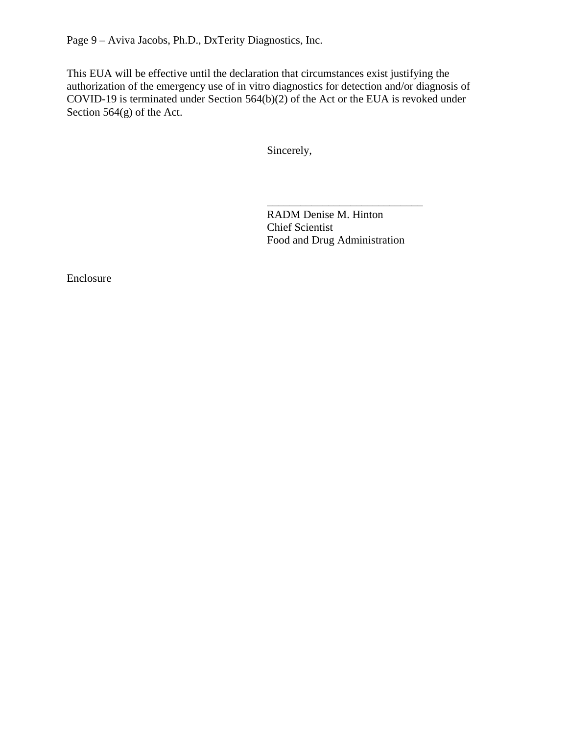This EUA will be effective until the declaration that circumstances exist justifying the authorization of the emergency use of in vitro diagnostics for detection and/or diagnosis of COVID-19 is terminated under Section 564(b)(2) of the Act or the EUA is revoked under Section 564(g) of the Act.

Sincerely,

\_\_\_\_\_\_\_\_\_\_\_\_\_\_\_\_\_\_\_\_\_\_\_\_\_\_\_\_

RADM Denise M. Hinton  
Chief Scientist  
Food and Drug Administration

Enclosure